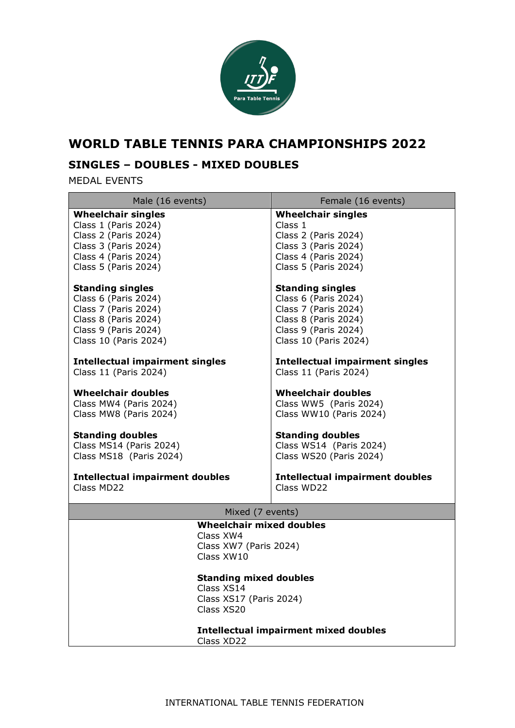# WORLD TABLE TENNIS PARA CHAMPIONSHIPS 2022

## SINGLES – DOUBLES - MIXED DOUBLES

MEDAL EVENTS

| Male (16 events) | Female (16 events) |
|---|---|
| **Wheelchair singles**<br>Class 1 (Paris 2024)<br>Class 2 (Paris 2024)<br>Class 3 (Paris 2024)<br>Class 4 (Paris 2024)<br>Class 5 (Paris 2024) | **Wheelchair singles**<br>Class 1<br>Class 2 (Paris 2024)<br>Class 3 (Paris 2024)<br>Class 4 (Paris 2024)<br>Class 5 (Paris 2024) |
| **Standing singles**<br>Class 6 (Paris 2024)<br>Class 7 (Paris 2024)<br>Class 8 (Paris 2024)<br>Class 9 (Paris 2024)<br>Class 10 (Paris 2024) | **Standing singles**<br>Class 6 (Paris 2024)<br>Class 7 (Paris 2024)<br>Class 8 (Paris 2024)<br>Class 9 (Paris 2024)<br>Class 10 (Paris 2024) |
| **Intellectual impairment singles**<br>Class 11 (Paris 2024) | **Intellectual impairment singles**<br>Class 11 (Paris 2024) |
| **Wheelchair doubles**<br>Class MW4 (Paris 2024)<br>Class MW8 (Paris 2024) | **Wheelchair doubles**<br>Class WW5 (Paris 2024)<br>Class WW10 (Paris 2024) |
| **Standing doubles**<br>Class MS14 (Paris 2024)<br>Class MS18 (Paris 2024) | **Standing doubles**<br>Class WS14 (Paris 2024)<br>Class WS20 (Paris 2024) |
| **Intellectual impairment doubles**<br>Class MD22 | **Intellectual impairment doubles**<br>Class WD22 |

| Mixed (7 events) |
|---|
| **Wheelchair mixed doubles**<br>Class XW4<br>Class XW7 (Paris 2024)<br>Class XW10 |
| **Standing mixed doubles**<br>Class XS14<br>Class XS17 (Paris 2024)<br>Class XS20 |
| **Intellectual impairment mixed doubles**<br>Class XD22 |

INTERNATIONAL TABLE TENNIS FEDERATION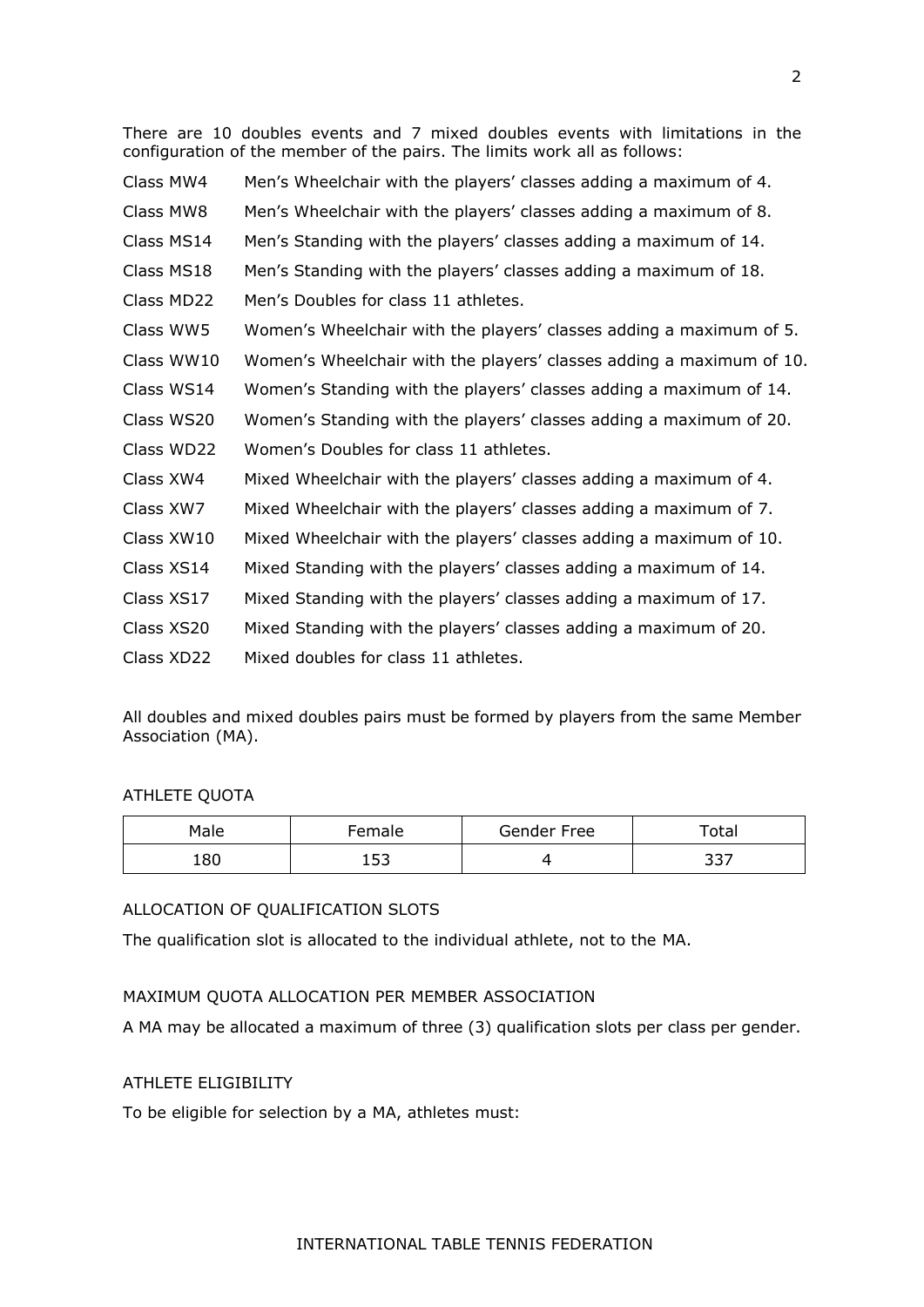There are 10 doubles events and 7 mixed doubles events with limitations in the configuration of the member of the pairs. The limits work all as follows:

Class MW4 Men's Wheelchair with the players' classes adding a maximum of 4.

Class MW8 Men's Wheelchair with the players' classes adding a maximum of 8.

Class MS14 Men's Standing with the players' classes adding a maximum of 14.

Class MS18 Men's Standing with the players' classes adding a maximum of 18.

Class MD22 Men's Doubles for class 11 athletes.

Class WW5 Women's Wheelchair with the players' classes adding a maximum of 5.

Class WW10 Women's Wheelchair with the players' classes adding a maximum of 10.

Class WS14 Women's Standing with the players' classes adding a maximum of 14.

Class WS20 Women's Standing with the players' classes adding a maximum of 20.

Class WD22 Women's Doubles for class 11 athletes.

Class XW4 Mixed Wheelchair with the players' classes adding a maximum of 4.

Class XW7 Mixed Wheelchair with the players' classes adding a maximum of 7.

Class XW10 Mixed Wheelchair with the players' classes adding a maximum of 10.

Class XS14 Mixed Standing with the players' classes adding a maximum of 14.

Class XS17 Mixed Standing with the players' classes adding a maximum of 17.

Class XS20 Mixed Standing with the players' classes adding a maximum of 20.

Class XD22 Mixed doubles for class 11 athletes.

All doubles and mixed doubles pairs must be formed by players from the same Member Association (MA).

## ATHLETE QUOTA

| Male | Female | Gender Free | Total |
|---|---|---|---|
| 180 | 153 | 4 | 337 |

## ALLOCATION OF QUALIFICATION SLOTS

The qualification slot is allocated to the individual athlete, not to the MA.

## MAXIMUM QUOTA ALLOCATION PER MEMBER ASSOCIATION

A MA may be allocated a maximum of three (3) qualification slots per class per gender.

## ATHLETE ELIGIBILITY

To be eligible for selection by a MA, athletes must: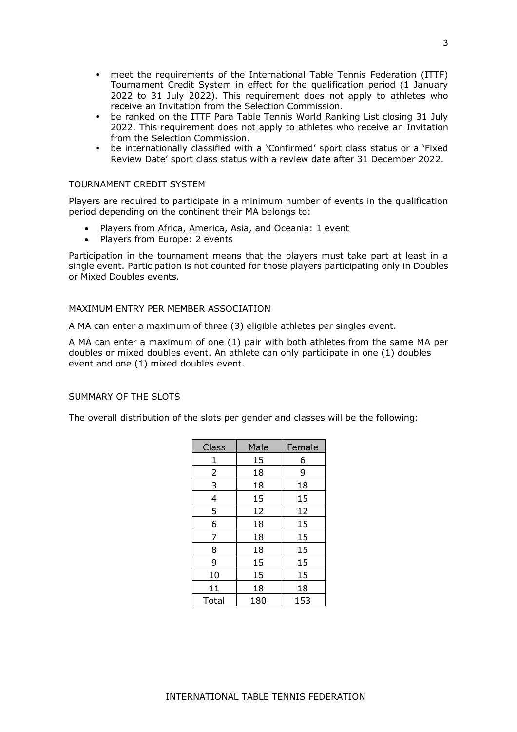- meet the requirements of the International Table Tennis Federation (ITTF) Tournament Credit System in effect for the qualification period (1 January 2022 to 31 July 2022). This requirement does not apply to athletes who receive an Invitation from the Selection Commission.
- be ranked on the ITTF Para Table Tennis World Ranking List closing 31 July 2022. This requirement does not apply to athletes who receive an Invitation from the Selection Commission.
- be internationally classified with a 'Confirmed' sport class status or a 'Fixed Review Date' sport class status with a review date after 31 December 2022.

## TOURNAMENT CREDIT SYSTEM

Players are required to participate in a minimum number of events in the qualification period depending on the continent their MA belongs to:

- Players from Africa, America, Asia, and Oceania: 1 event
- Players from Europe: 2 events

Participation in the tournament means that the players must take part at least in a single event. Participation is not counted for those players participating only in Doubles or Mixed Doubles events.

## MAXIMUM ENTRY PER MEMBER ASSOCIATION

A MA can enter a maximum of three (3) eligible athletes per singles event.

A MA can enter a maximum of one (1) pair with both athletes from the same MA per doubles or mixed doubles event. An athlete can only participate in one (1) doubles event and one (1) mixed doubles event.

## SUMMARY OF THE SLOTS

The overall distribution of the slots per gender and classes will be the following:

| Class | Male | Female |
|---|---|---|
| 1 | 15 | 6 |
| 2 | 18 | 9 |
| 3 | 18 | 18 |
| 4 | 15 | 15 |
| 5 | 12 | 12 |
| 6 | 18 | 15 |
| 7 | 18 | 15 |
| 8 | 18 | 15 |
| 9 | 15 | 15 |
| 10 | 15 | 15 |
| 11 | 18 | 18 |
| Total | 180 | 153 |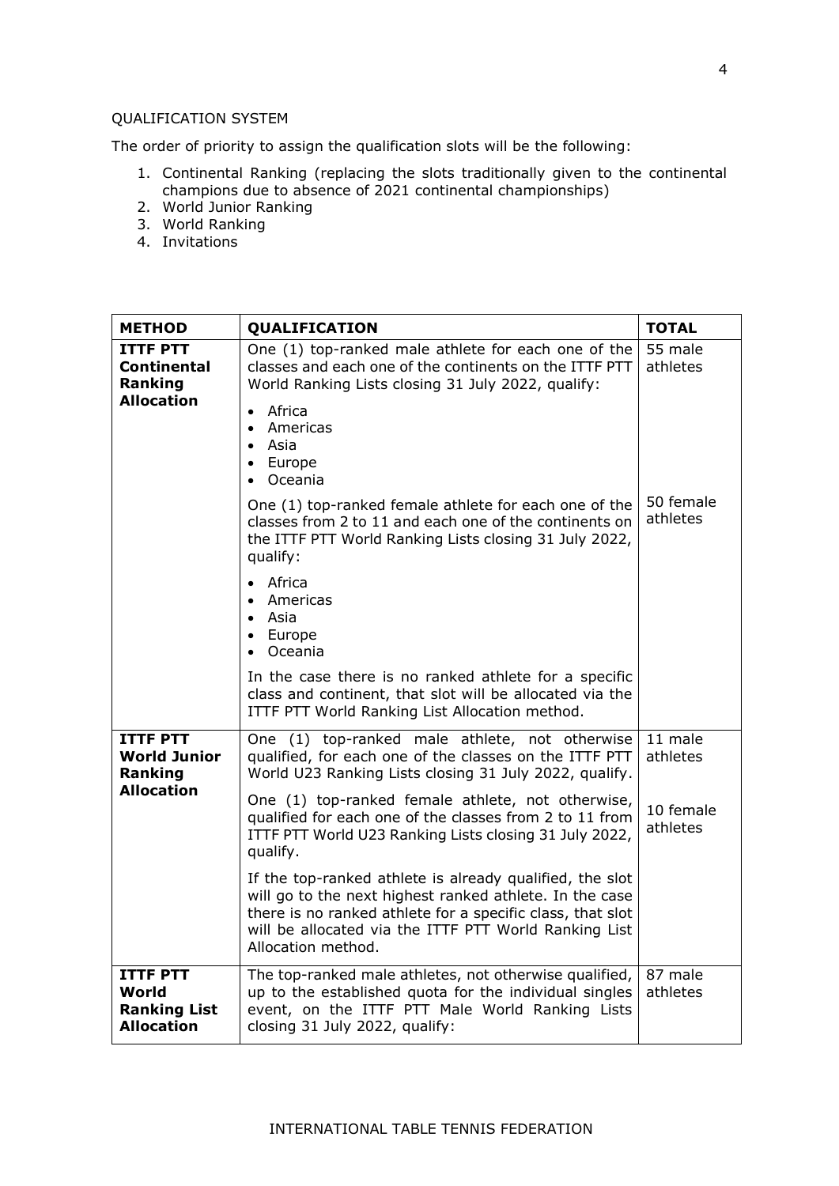QUALIFICATION SYSTEM

The order of priority to assign the qualification slots will be the following:

1. Continental Ranking (replacing the slots traditionally given to the continental champions due to absence of 2021 continental championships)
2. World Junior Ranking
3. World Ranking
4. Invitations

| **METHOD** | **QUALIFICATION** | **TOTAL** |
|---|---|---|
| **ITTF PTT Continental Ranking Allocation** | One (1) top-ranked male athlete for each one of the classes and each one of the continents on the ITTF PTT World Ranking Lists closing 31 July 2022, qualify:<br>• Africa<br>• Americas<br>• Asia<br>• Europe<br>• Oceania | 55 male athletes |
| | One (1) top-ranked female athlete for each one of the classes from 2 to 11 and each one of the continents on the ITTF PTT World Ranking Lists closing 31 July 2022, qualify:<br>• Africa<br>• Americas<br>• Asia<br>• Europe<br>• Oceania | 50 female athletes |
| | In the case there is no ranked athlete for a specific class and continent, that slot will be allocated via the ITTF PTT World Ranking List Allocation method. | |
| **ITTF PTT World Junior Ranking Allocation** | One (1) top-ranked male athlete, not otherwise qualified, for each one of the classes on the ITTF PTT World U23 Ranking Lists closing 31 July 2022, qualify. | 11 male athletes |
| | One (1) top-ranked female athlete, not otherwise, qualified for each one of the classes from 2 to 11 from ITTF PTT World U23 Ranking Lists closing 31 July 2022, qualify. | 10 female athletes |
| | If the top-ranked athlete is already qualified, the slot will go to the next highest ranked athlete. In the case there is no ranked athlete for a specific class, that slot will be allocated via the ITTF PTT World Ranking List Allocation method. | |
| **ITTF PTT World Ranking List Allocation** | The top-ranked male athletes, not otherwise qualified, up to the established quota for the individual singles event, on the ITTF PTT Male World Ranking Lists closing 31 July 2022, qualify: | 87 male athletes |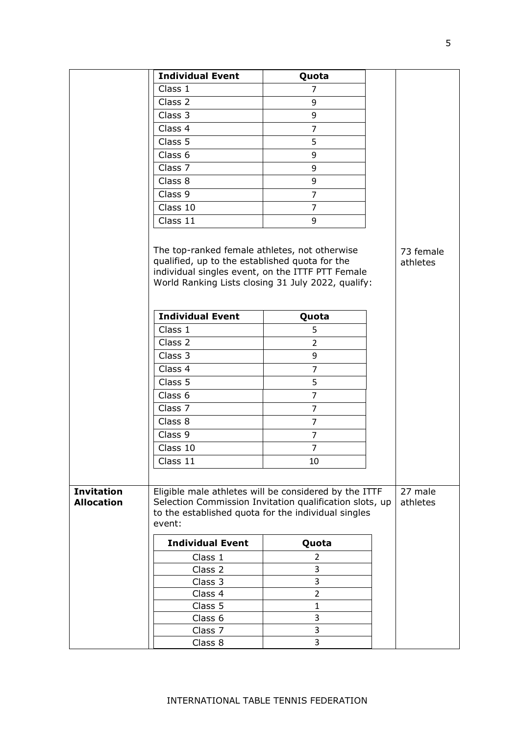| Individual Event | Quota |
| --- | --- |
| Class 1 | 7 |
| Class 2 | 9 |
| Class 3 | 9 |
| Class 4 | 7 |
| Class 5 | 5 |
| Class 6 | 9 |
| Class 7 | 9 |
| Class 8 | 9 |
| Class 9 | 7 |
| Class 10 | 7 |
| Class 11 | 9 |

The top-ranked female athletes, not otherwise qualified, up to the established quota for the individual singles event, on the ITTF PTT Female World Ranking Lists closing 31 July 2022, qualify:

73 female athletes

| Individual Event | Quota |
| --- | --- |
| Class 1 | 5 |
| Class 2 | 2 |
| Class 3 | 9 |
| Class 4 | 7 |
| Class 5 | 5 |
| Class 6 | 7 |
| Class 7 | 7 |
| Class 8 | 7 |
| Class 9 | 7 |
| Class 10 | 7 |
| Class 11 | 10 |

**Invitation Allocation**

Eligible male athletes will be considered by the ITTF Selection Commission Invitation qualification slots, up to the established quota for the individual singles event:

27 male athletes

| Individual Event | Quota |
| --- | --- |
| Class 1 | 2 |
| Class 2 | 3 |
| Class 3 | 3 |
| Class 4 | 2 |
| Class 5 | 1 |
| Class 6 | 3 |
| Class 7 | 3 |
| Class 8 | 3 |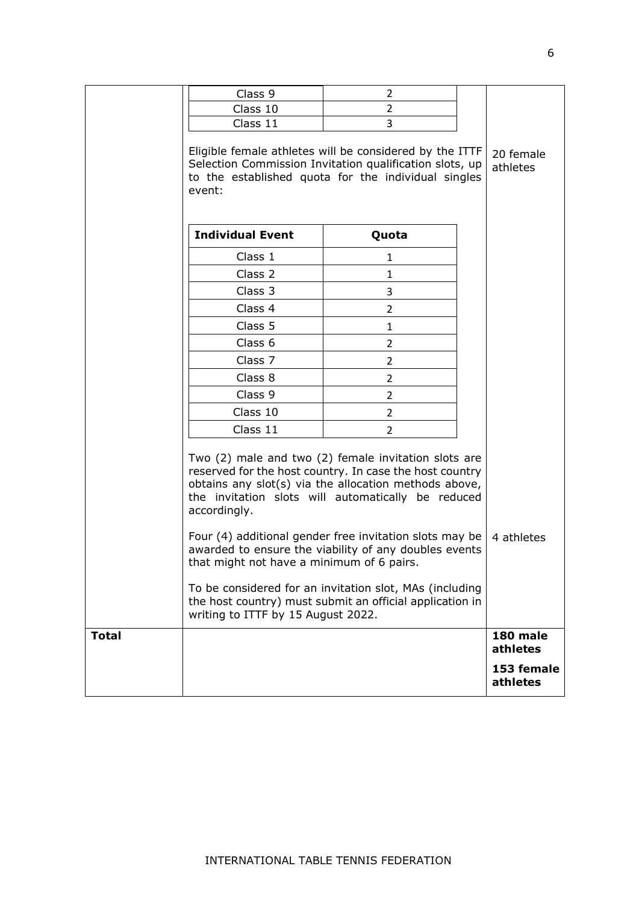| | | |
|---|---|---|
| | Class 9 — 2<br>Class 10 — 2<br>Class 11 — 3 | |
| | Eligible female athletes will be considered by the ITTF Selection Commission Invitation qualification slots, up to the established quota for the individual singles event:<br><br>**Individual Event** — **Quota**<br>Class 1 — 1<br>Class 2 — 1<br>Class 3 — 3<br>Class 4 — 2<br>Class 5 — 1<br>Class 6 — 2<br>Class 7 — 2<br>Class 8 — 2<br>Class 9 — 2<br>Class 10 — 2<br>Class 11 — 2 | 20 female athletes |
| | Two (2) male and two (2) female invitation slots are reserved for the host country. In case the host country obtains any slot(s) via the allocation methods above, the invitation slots will automatically be reduced accordingly. | |
| | Four (4) additional gender free invitation slots may be awarded to ensure the viability of any doubles events that might not have a minimum of 6 pairs.<br><br>To be considered for an invitation slot, MAs (including the host country) must submit an official application in writing to ITTF by 15 August 2022. | 4 athletes |
| **Total** | | **180 male athletes**<br><br>**153 female athletes** |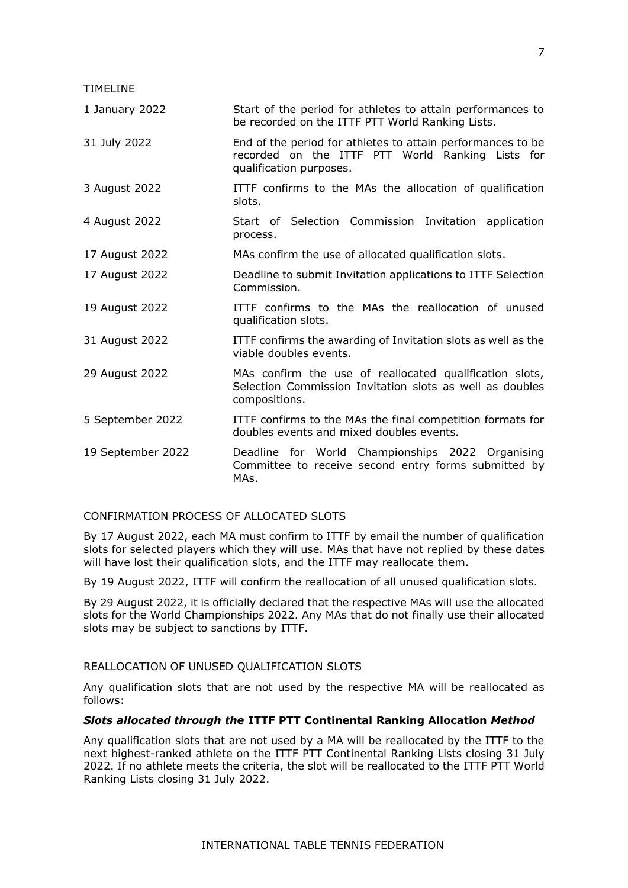## TIMELINE

| | |
|---|---|
| 1 January 2022 | Start of the period for athletes to attain performances to be recorded on the ITTF PTT World Ranking Lists. |
| 31 July 2022 | End of the period for athletes to attain performances to be recorded on the ITTF PTT World Ranking Lists for qualification purposes. |
| 3 August 2022 | ITTF confirms to the MAs the allocation of qualification slots. |
| 4 August 2022 | Start of Selection Commission Invitation application process. |
| 17 August 2022 | MAs confirm the use of allocated qualification slots. |
| 17 August 2022 | Deadline to submit Invitation applications to ITTF Selection Commission. |
| 19 August 2022 | ITTF confirms to the MAs the reallocation of unused qualification slots. |
| 31 August 2022 | ITTF confirms the awarding of Invitation slots as well as the viable doubles events. |
| 29 August 2022 | MAs confirm the use of reallocated qualification slots, Selection Commission Invitation slots as well as doubles compositions. |
| 5 September 2022 | ITTF confirms to the MAs the final competition formats for doubles events and mixed doubles events. |
| 19 September 2022 | Deadline for World Championships 2022 Organising Committee to receive second entry forms submitted by MAs. |

## CONFIRMATION PROCESS OF ALLOCATED SLOTS

By 17 August 2022, each MA must confirm to ITTF by email the number of qualification slots for selected players which they will use. MAs that have not replied by these dates will have lost their qualification slots, and the ITTF may reallocate them.

By 19 August 2022, ITTF will confirm the reallocation of all unused qualification slots.

By 29 August 2022, it is officially declared that the respective MAs will use the allocated slots for the World Championships 2022. Any MAs that do not finally use their allocated slots may be subject to sanctions by ITTF.

## REALLOCATION OF UNUSED QUALIFICATION SLOTS

Any qualification slots that are not used by the respective MA will be reallocated as follows:

***Slots allocated through the* ITTF PTT Continental Ranking Allocation *Method***

Any qualification slots that are not used by a MA will be reallocated by the ITTF to the next highest-ranked athlete on the ITTF PTT Continental Ranking Lists closing 31 July 2022. If no athlete meets the criteria, the slot will be reallocated to the ITTF PTT World Ranking Lists closing 31 July 2022.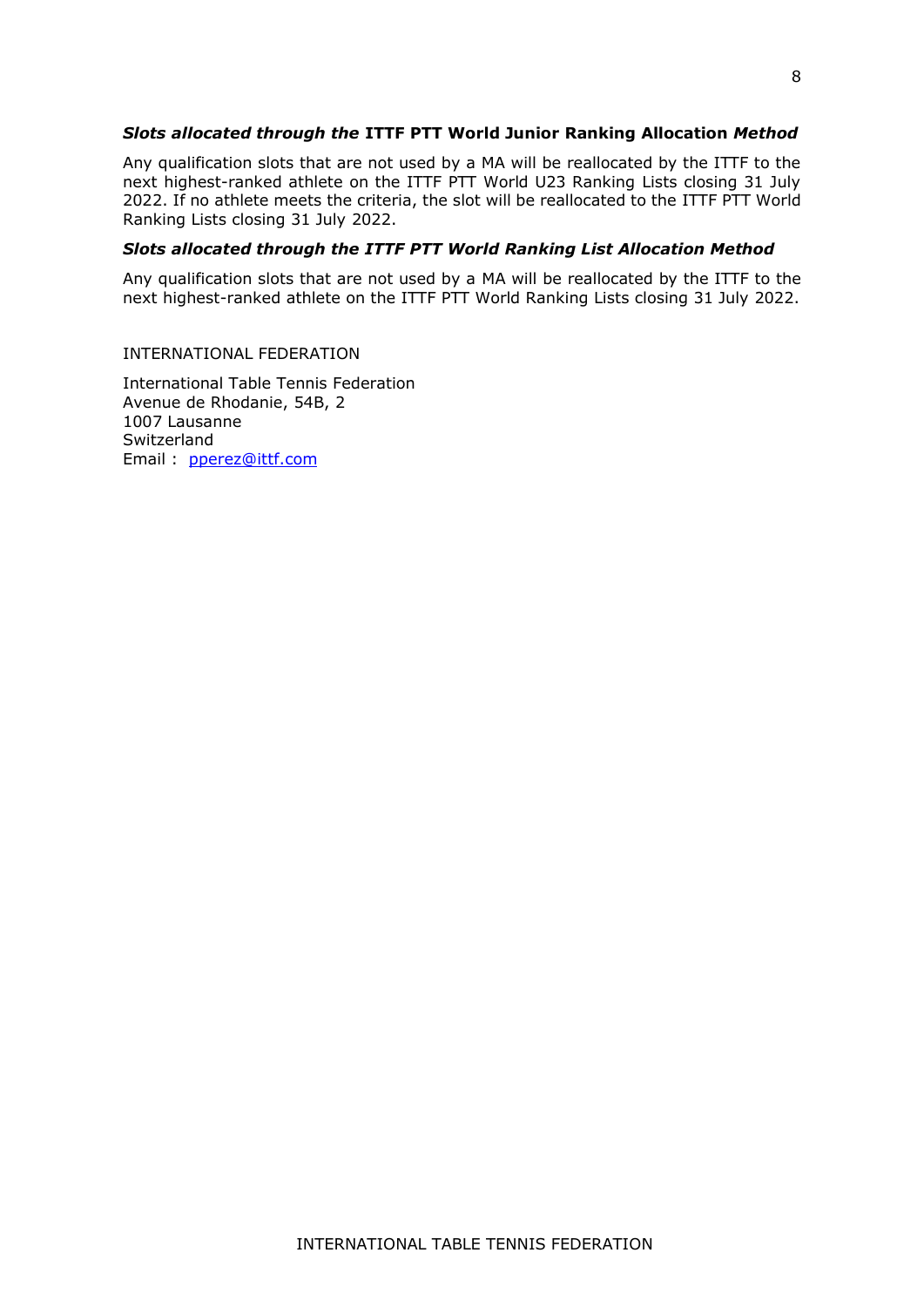***Slots allocated through the* ITTF PTT World Junior Ranking Allocation *Method***

Any qualification slots that are not used by a MA will be reallocated by the ITTF to the next highest-ranked athlete on the ITTF PTT World U23 Ranking Lists closing 31 July 2022. If no athlete meets the criteria, the slot will be reallocated to the ITTF PTT World Ranking Lists closing 31 July 2022.

***Slots allocated through the ITTF PTT World Ranking List Allocation Method***

Any qualification slots that are not used by a MA will be reallocated by the ITTF to the next highest-ranked athlete on the ITTF PTT World Ranking Lists closing 31 July 2022.

INTERNATIONAL FEDERATION

International Table Tennis Federation
Avenue de Rhodanie, 54B, 2
1007 Lausanne
Switzerland
Email : pperez@ittf.com